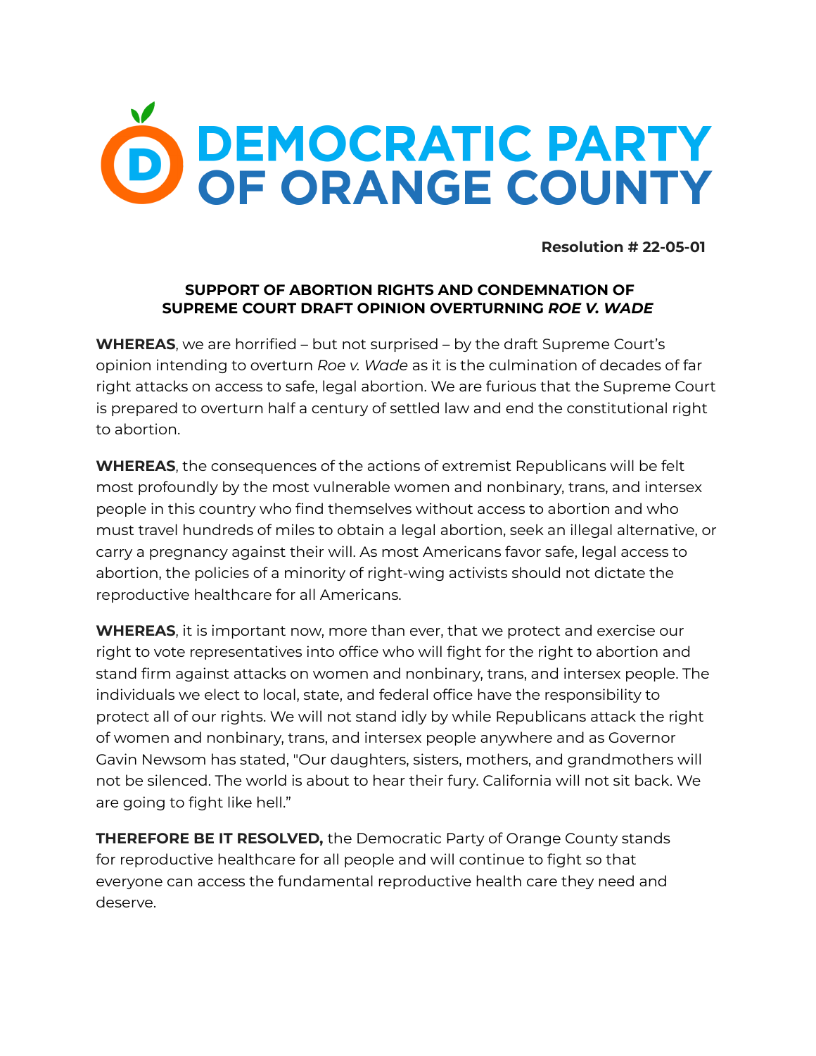# DEMOCRATIC PARTY OF ORANGE COUNTY

**Resolution # 22-05-01**

## SUPPORT OF ABORTION RIGHTS AND CONDEMNATION OF SUPREME COURT DRAFT OPINION OVERTURNING *ROE V. WADE*

**WHEREAS**, we are horrified – but not surprised – by the draft Supreme Court's opinion intending to overturn *Roe v. Wade* as it is the culmination of decades of far right attacks on access to safe, legal abortion. We are furious that the Supreme Court is prepared to overturn half a century of settled law and end the constitutional right to abortion.

**WHEREAS**, the consequences of the actions of extremist Republicans will be felt most profoundly by the most vulnerable women and nonbinary, trans, and intersex people in this country who find themselves without access to abortion and who must travel hundreds of miles to obtain a legal abortion, seek an illegal alternative, or carry a pregnancy against their will. As most Americans favor safe, legal access to abortion, the policies of a minority of right-wing activists should not dictate the reproductive healthcare for all Americans.

**WHEREAS**, it is important now, more than ever, that we protect and exercise our right to vote representatives into office who will fight for the right to abortion and stand firm against attacks on women and nonbinary, trans, and intersex people. The individuals we elect to local, state, and federal office have the responsibility to protect all of our rights. We will not stand idly by while Republicans attack the right of women and nonbinary, trans, and intersex people anywhere and as Governor Gavin Newsom has stated, "Our daughters, sisters, mothers, and grandmothers will not be silenced. The world is about to hear their fury. California will not sit back. We are going to fight like hell."

**THEREFORE BE IT RESOLVED,** the Democratic Party of Orange County stands for reproductive healthcare for all people and will continue to fight so that everyone can access the fundamental reproductive health care they need and deserve.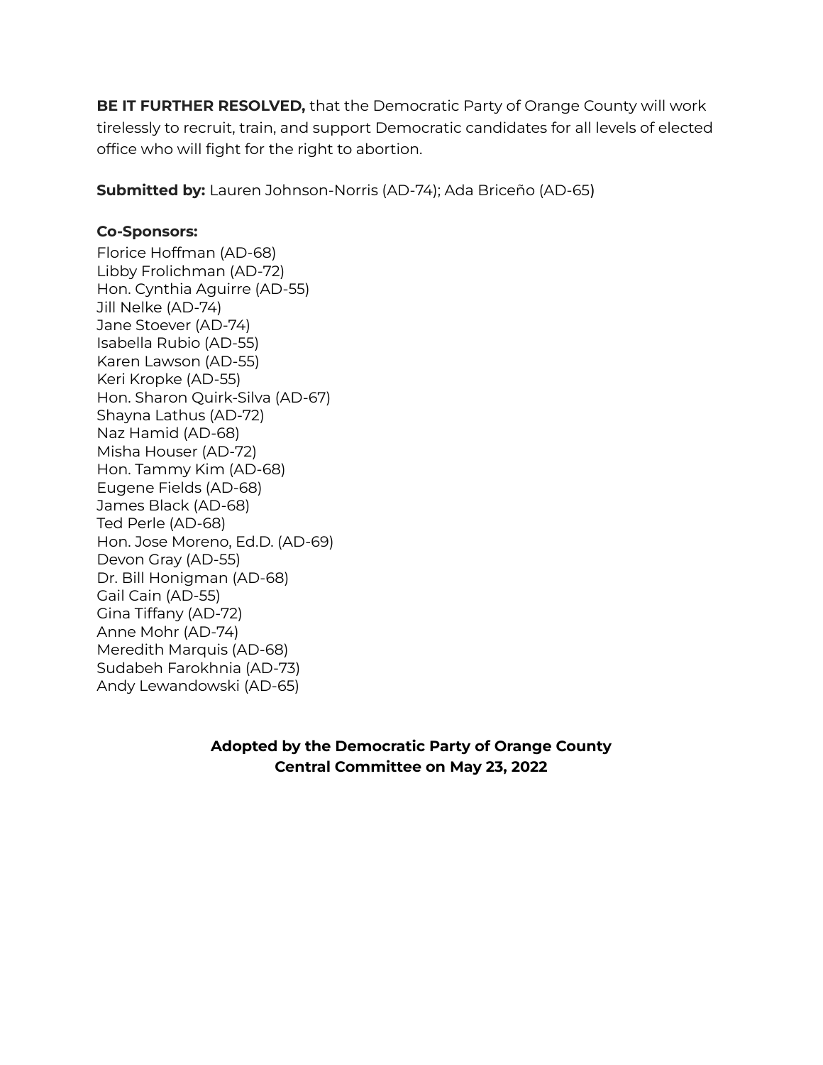**BE IT FURTHER RESOLVED,** that the Democratic Party of Orange County will work tirelessly to recruit, train, and support Democratic candidates for all levels of elected office who will fight for the right to abortion.

**Submitted by:** Lauren Johnson-Norris (AD-74); Ada Briceño (AD-65)

**Co-Sponsors:**
Florice Hoffman (AD-68)
Libby Frolichman (AD-72)
Hon. Cynthia Aguirre (AD-55)
Jill Nelke (AD-74)
Jane Stoever (AD-74)
Isabella Rubio (AD-55)
Karen Lawson (AD-55)
Keri Kropke (AD-55)
Hon. Sharon Quirk-Silva (AD-67)
Shayna Lathus (AD-72)
Naz Hamid (AD-68)
Misha Houser (AD-72)
Hon. Tammy Kim (AD-68)
Eugene Fields (AD-68)
James Black (AD-68)
Ted Perle (AD-68)
Hon. Jose Moreno, Ed.D. (AD-69)
Devon Gray (AD-55)
Dr. Bill Honigman (AD-68)
Gail Cain (AD-55)
Gina Tiffany (AD-72)
Anne Mohr (AD-74)
Meredith Marquis (AD-68)
Sudabeh Farokhnia (AD-73)
Andy Lewandowski (AD-65)

**Adopted by the Democratic Party of Orange County Central Committee on May 23, 2022**